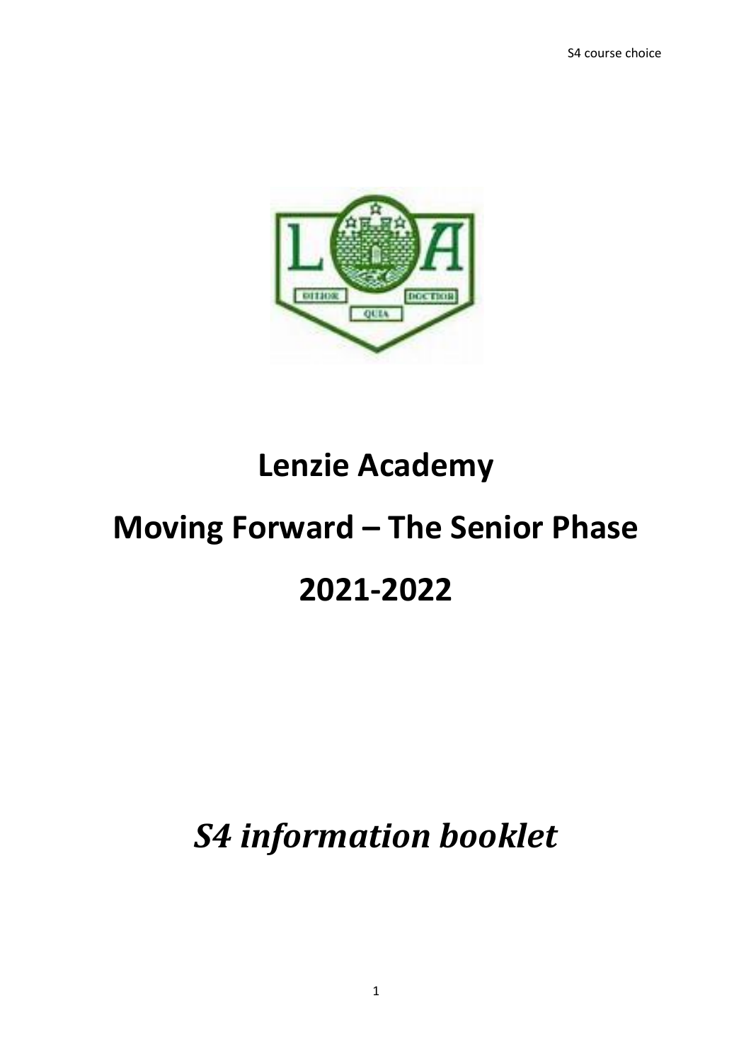# Lenzie Academy

# Moving Forward – The Senior Phase

# 2021-2022

## *S4 information booklet*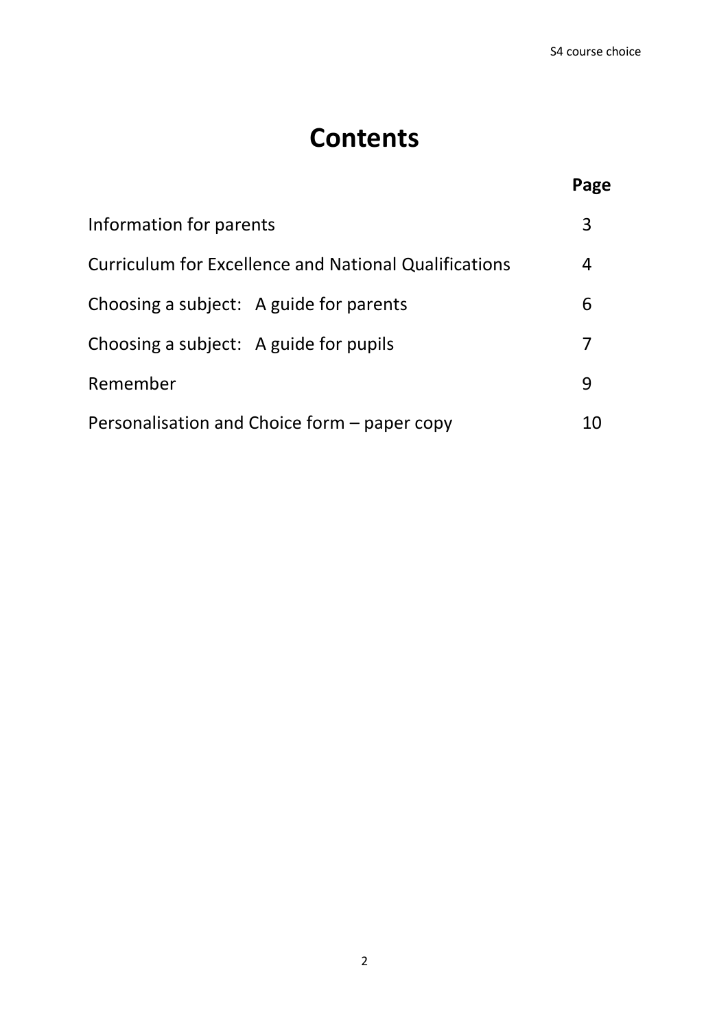# Contents

| | Page |
| --- | --- |
| Information for parents | 3 |
| Curriculum for Excellence and National Qualifications | 4 |
| Choosing a subject: A guide for parents | 6 |
| Choosing a subject: A guide for pupils | 7 |
| Remember | 9 |
| Personalisation and Choice form – paper copy | 10 |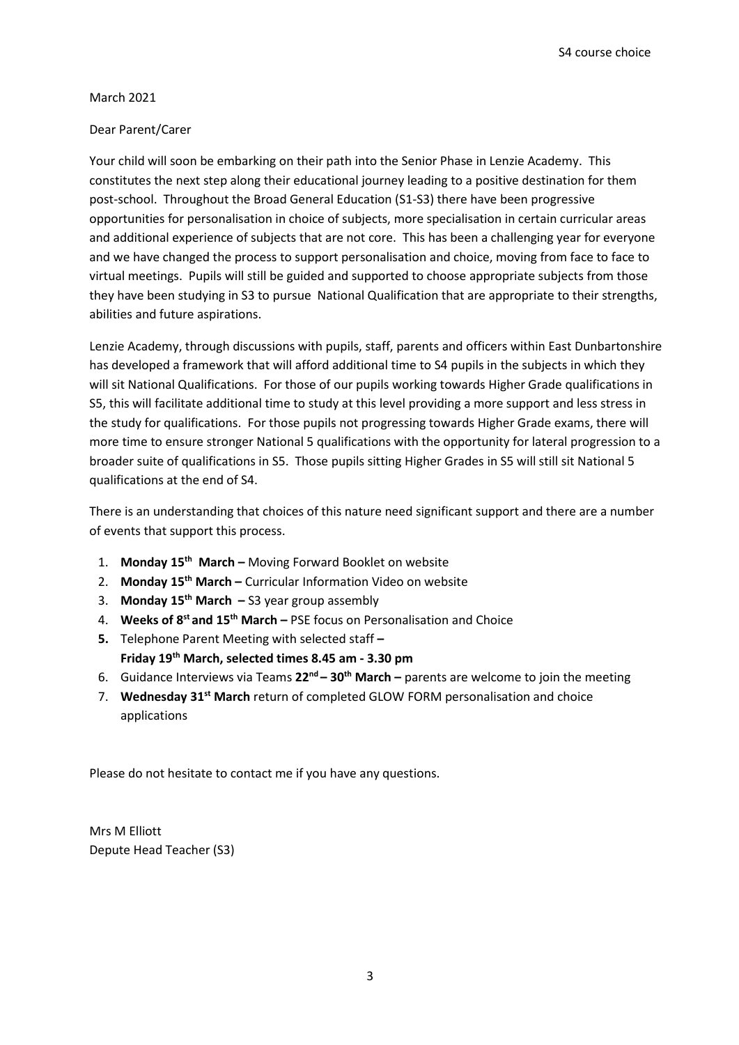March 2021

Dear Parent/Carer

Your child will soon be embarking on their path into the Senior Phase in Lenzie Academy. This constitutes the next step along their educational journey leading to a positive destination for them post-school. Throughout the Broad General Education (S1-S3) there have been progressive opportunities for personalisation in choice of subjects, more specialisation in certain curricular areas and additional experience of subjects that are not core. This has been a challenging year for everyone and we have changed the process to support personalisation and choice, moving from face to face to virtual meetings. Pupils will still be guided and supported to choose appropriate subjects from those they have been studying in S3 to pursue National Qualification that are appropriate to their strengths, abilities and future aspirations.

Lenzie Academy, through discussions with pupils, staff, parents and officers within East Dunbartonshire has developed a framework that will afford additional time to S4 pupils in the subjects in which they will sit National Qualifications. For those of our pupils working towards Higher Grade qualifications in S5, this will facilitate additional time to study at this level providing a more support and less stress in the study for qualifications. For those pupils not progressing towards Higher Grade exams, there will more time to ensure stronger National 5 qualifications with the opportunity for lateral progression to a broader suite of qualifications in S5. Those pupils sitting Higher Grades in S5 will still sit National 5 qualifications at the end of S4.

There is an understanding that choices of this nature need significant support and there are a number of events that support this process.

1. **Monday 15th March –** Moving Forward Booklet on website
2. **Monday 15th March –** Curricular Information Video on website
3. **Monday 15th March –** S3 year group assembly
4. **Weeks of 8st and 15th March –** PSE focus on Personalisation and Choice
5. Telephone Parent Meeting with selected staff **–**
   **Friday 19th March, selected times 8.45 am - 3.30 pm**
6. Guidance Interviews via Teams **22nd – 30th March –** parents are welcome to join the meeting
7. **Wednesday 31st March** return of completed GLOW FORM personalisation and choice applications

Please do not hesitate to contact me if you have any questions.

Mrs M Elliott
Depute Head Teacher (S3)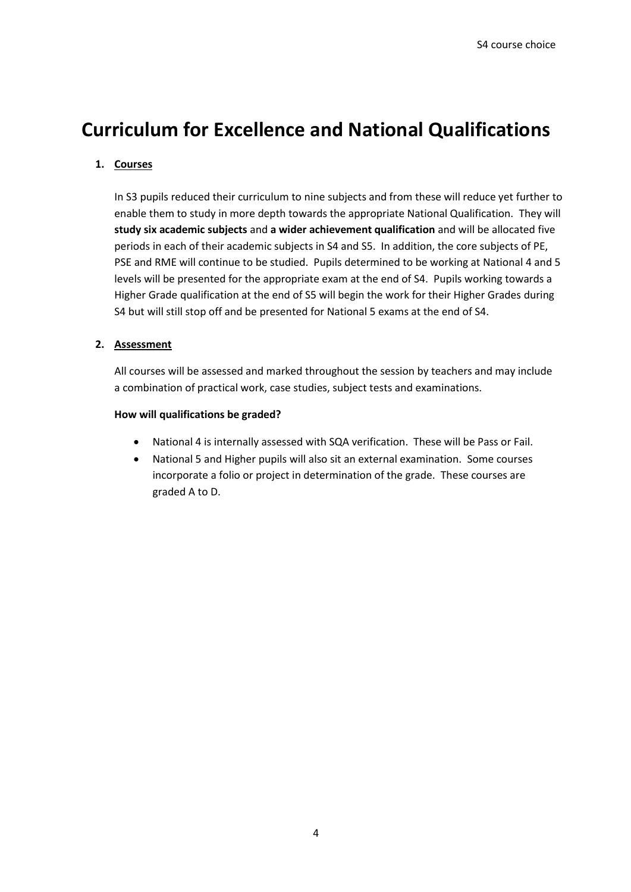# Curriculum for Excellence and National Qualifications

1. **Courses**

   In S3 pupils reduced their curriculum to nine subjects and from these will reduce yet further to enable them to study in more depth towards the appropriate National Qualification. They will **study six academic subjects** and **a wider achievement qualification** and will be allocated five periods in each of their academic subjects in S4 and S5. In addition, the core subjects of PE, PSE and RME will continue to be studied. Pupils determined to be working at National 4 and 5 levels will be presented for the appropriate exam at the end of S4. Pupils working towards a Higher Grade qualification at the end of S5 will begin the work for their Higher Grades during S4 but will still stop off and be presented for National 5 exams at the end of S4.

2. **Assessment**

   All courses will be assessed and marked throughout the session by teachers and may include a combination of practical work, case studies, subject tests and examinations.

   **How will qualifications be graded?**

   - National 4 is internally assessed with SQA verification. These will be Pass or Fail.
   - National 5 and Higher pupils will also sit an external examination. Some courses incorporate a folio or project in determination of the grade. These courses are graded A to D.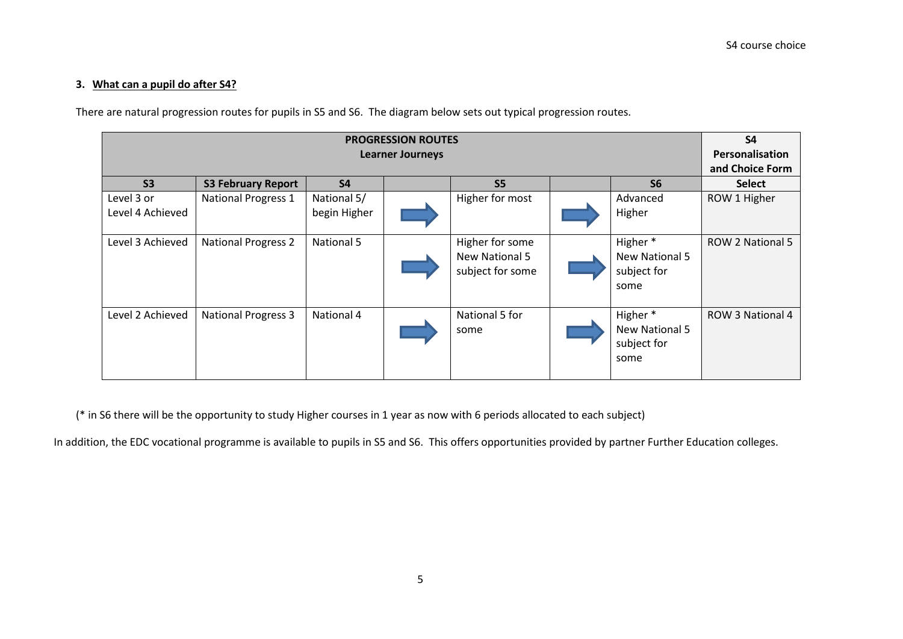### 3. What can a pupil do after S4?

There are natural progression routes for pupils in S5 and S6. The diagram below sets out typical progression routes.

| PROGRESSION ROUTES Learner Journeys | | | | | | | S4 Personalisation and Choice Form |
|---|---|---|---|---|---|---|---|
| S3 | S3 February Report | S4 | | S5 | | S6 | Select |
| Level 3 or Level 4 Achieved | National Progress 1 | National 5/ begin Higher | → | Higher for most | → | Advanced Higher | ROW 1 Higher |
| Level 3 Achieved | National Progress 2 | National 5 | → | Higher for some New National 5 subject for some | → | Higher * New National 5 subject for some | ROW 2 National 5 |
| Level 2 Achieved | National Progress 3 | National 4 | → | National 5 for some | → | Higher * New National 5 subject for some | ROW 3 National 4 |

(* in S6 there will be the opportunity to study Higher courses in 1 year as now with 6 periods allocated to each subject)

In addition, the EDC vocational programme is available to pupils in S5 and S6. This offers opportunities provided by partner Further Education colleges.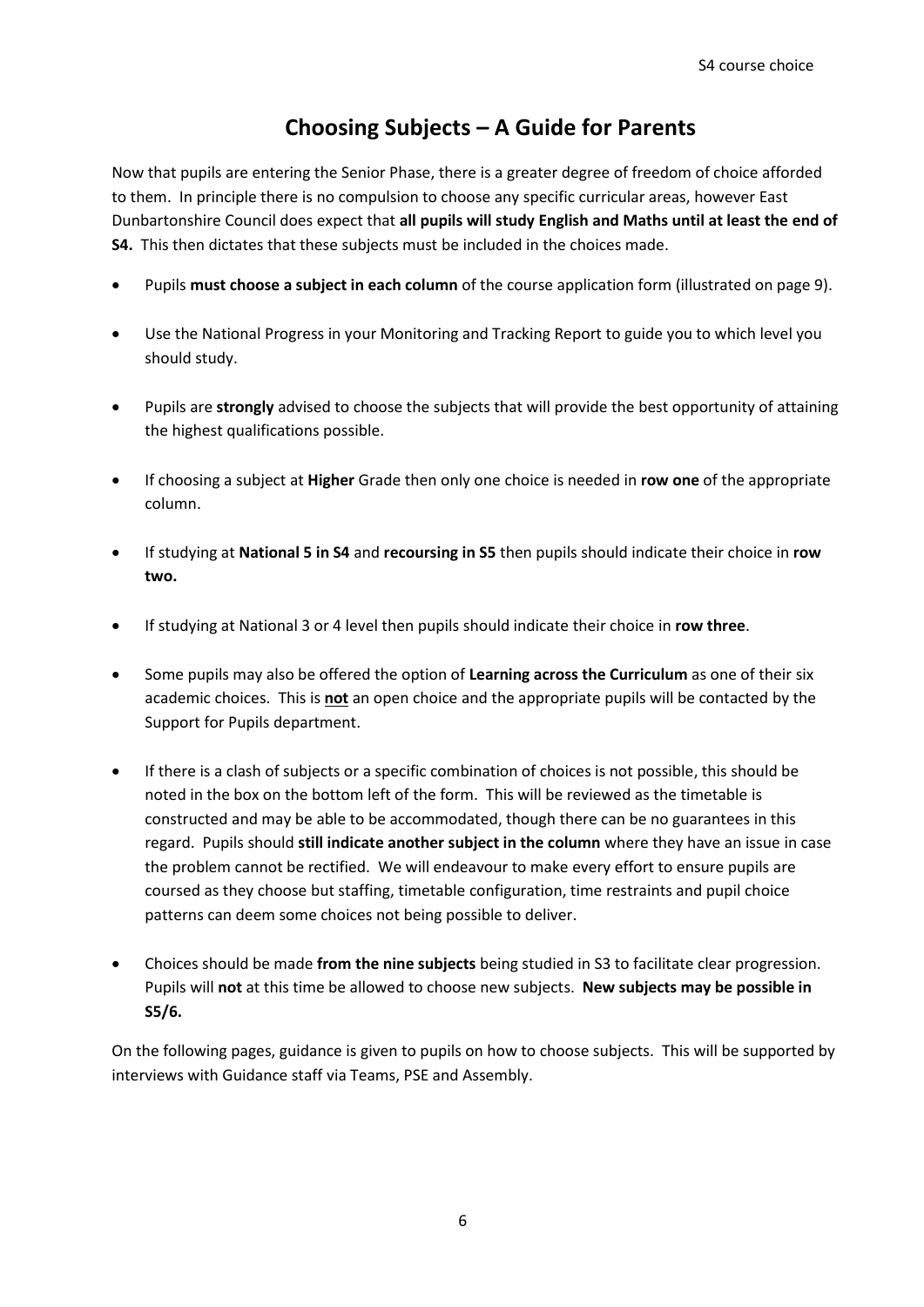# Choosing Subjects – A Guide for Parents

Now that pupils are entering the Senior Phase, there is a greater degree of freedom of choice afforded to them. In principle there is no compulsion to choose any specific curricular areas, however East Dunbartonshire Council does expect that **all pupils will study English and Maths until at least the end of S4.** This then dictates that these subjects must be included in the choices made.

- Pupils **must choose a subject in each column** of the course application form (illustrated on page 9).
- Use the National Progress in your Monitoring and Tracking Report to guide you to which level you should study.
- Pupils are **strongly** advised to choose the subjects that will provide the best opportunity of attaining the highest qualifications possible.
- If choosing a subject at **Higher** Grade then only one choice is needed in **row one** of the appropriate column.
- If studying at **National 5 in S4** and **recoursing in S5** then pupils should indicate their choice in **row two.**
- If studying at National 3 or 4 level then pupils should indicate their choice in **row three**.
- Some pupils may also be offered the option of **Learning across the Curriculum** as one of their six academic choices. This is **<u>not</u>** an open choice and the appropriate pupils will be contacted by the Support for Pupils department.
- If there is a clash of subjects or a specific combination of choices is not possible, this should be noted in the box on the bottom left of the form. This will be reviewed as the timetable is constructed and may be able to be accommodated, though there can be no guarantees in this regard. Pupils should **still indicate another subject in the column** where they have an issue in case the problem cannot be rectified. We will endeavour to make every effort to ensure pupils are coursed as they choose but staffing, timetable configuration, time restraints and pupil choice patterns can deem some choices not being possible to deliver.
- Choices should be made **from the nine subjects** being studied in S3 to facilitate clear progression. Pupils will **not** at this time be allowed to choose new subjects. **New subjects may be possible in S5/6.**

On the following pages, guidance is given to pupils on how to choose subjects. This will be supported by interviews with Guidance staff via Teams, PSE and Assembly.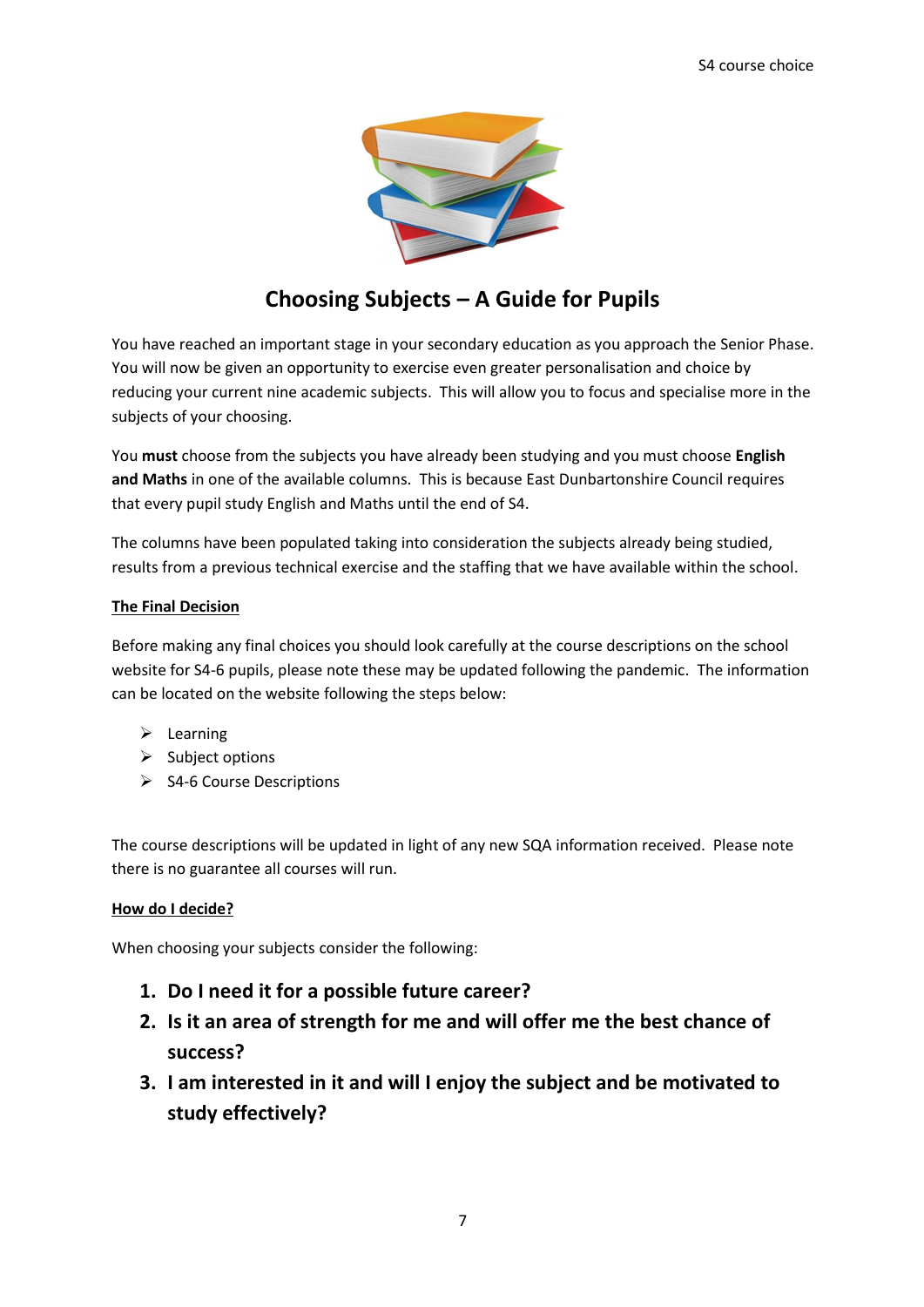# Choosing Subjects – A Guide for Pupils

You have reached an important stage in your secondary education as you approach the Senior Phase. You will now be given an opportunity to exercise even greater personalisation and choice by reducing your current nine academic subjects. This will allow you to focus and specialise more in the subjects of your choosing.

You **must** choose from the subjects you have already been studying and you must choose **English and Maths** in one of the available columns. This is because East Dunbartonshire Council requires that every pupil study English and Maths until the end of S4.

The columns have been populated taking into consideration the subjects already being studied, results from a previous technical exercise and the staffing that we have available within the school.

**The Final Decision**

Before making any final choices you should look carefully at the course descriptions on the school website for S4-6 pupils, please note these may be updated following the pandemic. The information can be located on the website following the steps below:

- Learning
- Subject options
- S4-6 Course Descriptions

The course descriptions will be updated in light of any new SQA information received. Please note there is no guarantee all courses will run.

**How do I decide?**

When choosing your subjects consider the following:

1. **Do I need it for a possible future career?**
2. **Is it an area of strength for me and will offer me the best chance of success?**
3. **I am interested in it and will I enjoy the subject and be motivated to study effectively?**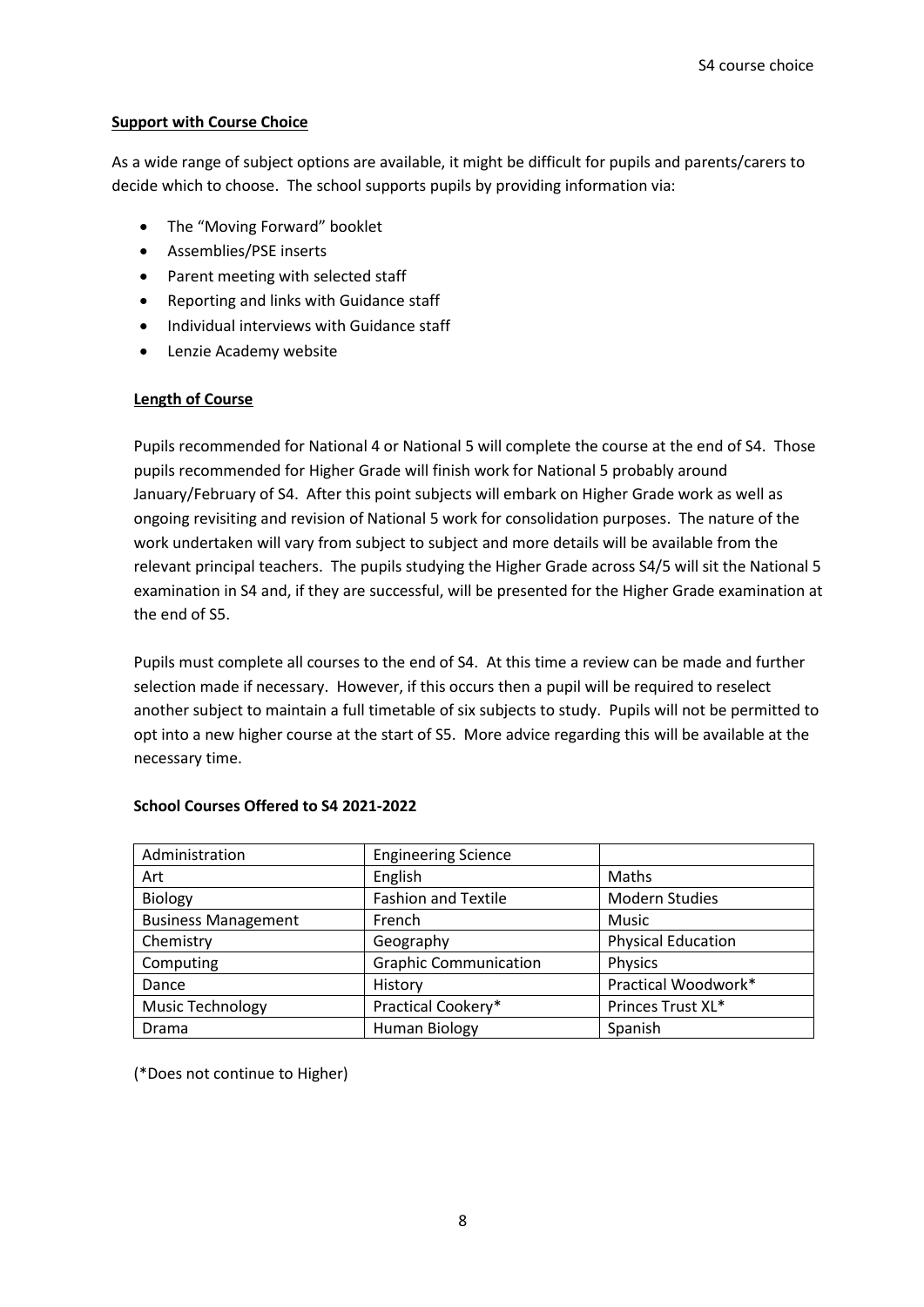## Support with Course Choice

As a wide range of subject options are available, it might be difficult for pupils and parents/carers to decide which to choose. The school supports pupils by providing information via:

- The "Moving Forward" booklet
- Assemblies/PSE inserts
- Parent meeting with selected staff
- Reporting and links with Guidance staff
- Individual interviews with Guidance staff
- Lenzie Academy website

## Length of Course

Pupils recommended for National 4 or National 5 will complete the course at the end of S4. Those pupils recommended for Higher Grade will finish work for National 5 probably around January/February of S4. After this point subjects will embark on Higher Grade work as well as ongoing revisiting and revision of National 5 work for consolidation purposes. The nature of the work undertaken will vary from subject to subject and more details will be available from the relevant principal teachers. The pupils studying the Higher Grade across S4/5 will sit the National 5 examination in S4 and, if they are successful, will be presented for the Higher Grade examination at the end of S5.

Pupils must complete all courses to the end of S4. At this time a review can be made and further selection made if necessary. However, if this occurs then a pupil will be required to reselect another subject to maintain a full timetable of six subjects to study. Pupils will not be permitted to opt into a new higher course at the start of S5. More advice regarding this will be available at the necessary time.

**School Courses Offered to S4 2021-2022**

| Administration | Engineering Science | |
|---|---|---|
| Art | English | Maths |
| Biology | Fashion and Textile | Modern Studies |
| Business Management | French | Music |
| Chemistry | Geography | Physical Education |
| Computing | Graphic Communication | Physics |
| Dance | History | Practical Woodwork* |
| Music Technology | Practical Cookery* | Princes Trust XL* |
| Drama | Human Biology | Spanish |

(*Does not continue to Higher)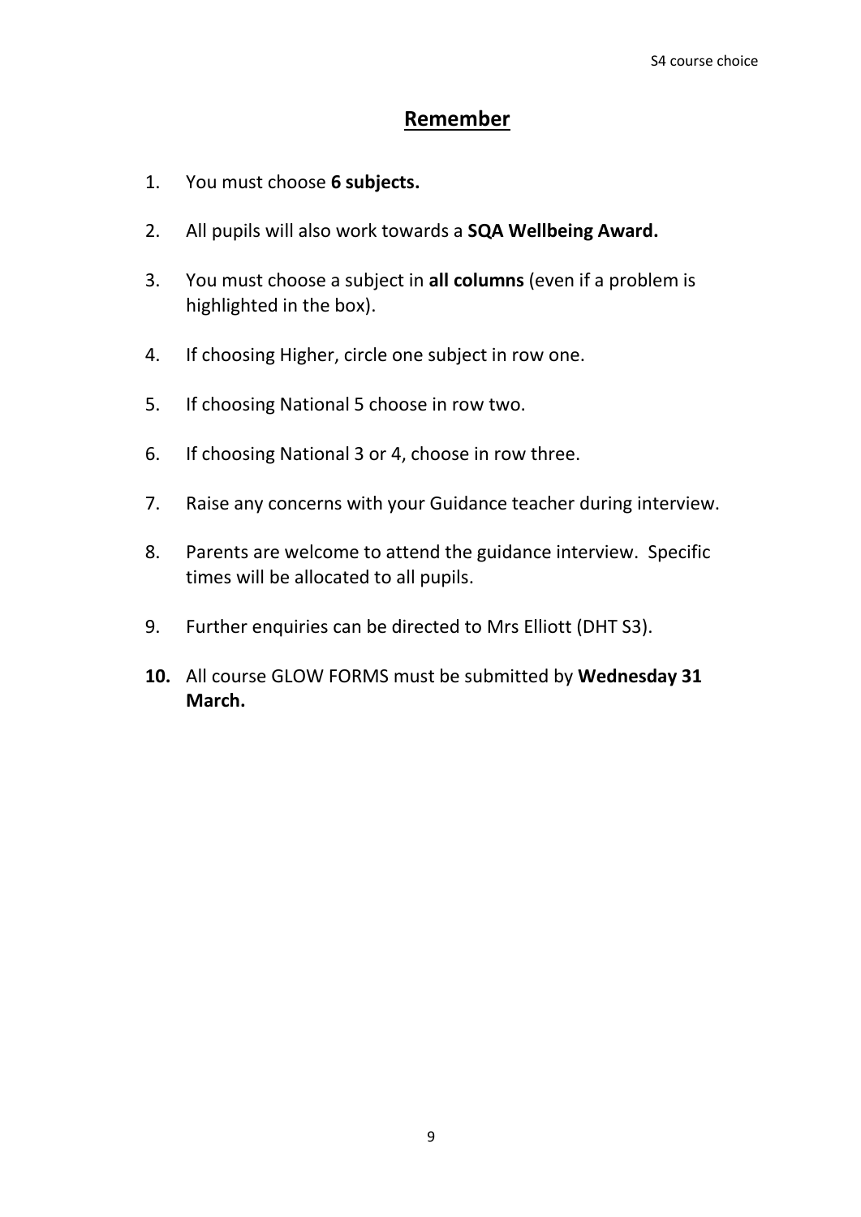## Remember

1. You must choose **6 subjects.**
2. All pupils will also work towards a **SQA Wellbeing Award.**
3. You must choose a subject in **all columns** (even if a problem is highlighted in the box).
4. If choosing Higher, circle one subject in row one.
5. If choosing National 5 choose in row two.
6. If choosing National 3 or 4, choose in row three.
7. Raise any concerns with your Guidance teacher during interview.
8. Parents are welcome to attend the guidance interview. Specific times will be allocated to all pupils.
9. Further enquiries can be directed to Mrs Elliott (DHT S3).
10. All course GLOW FORMS must be submitted by **Wednesday 31 March.**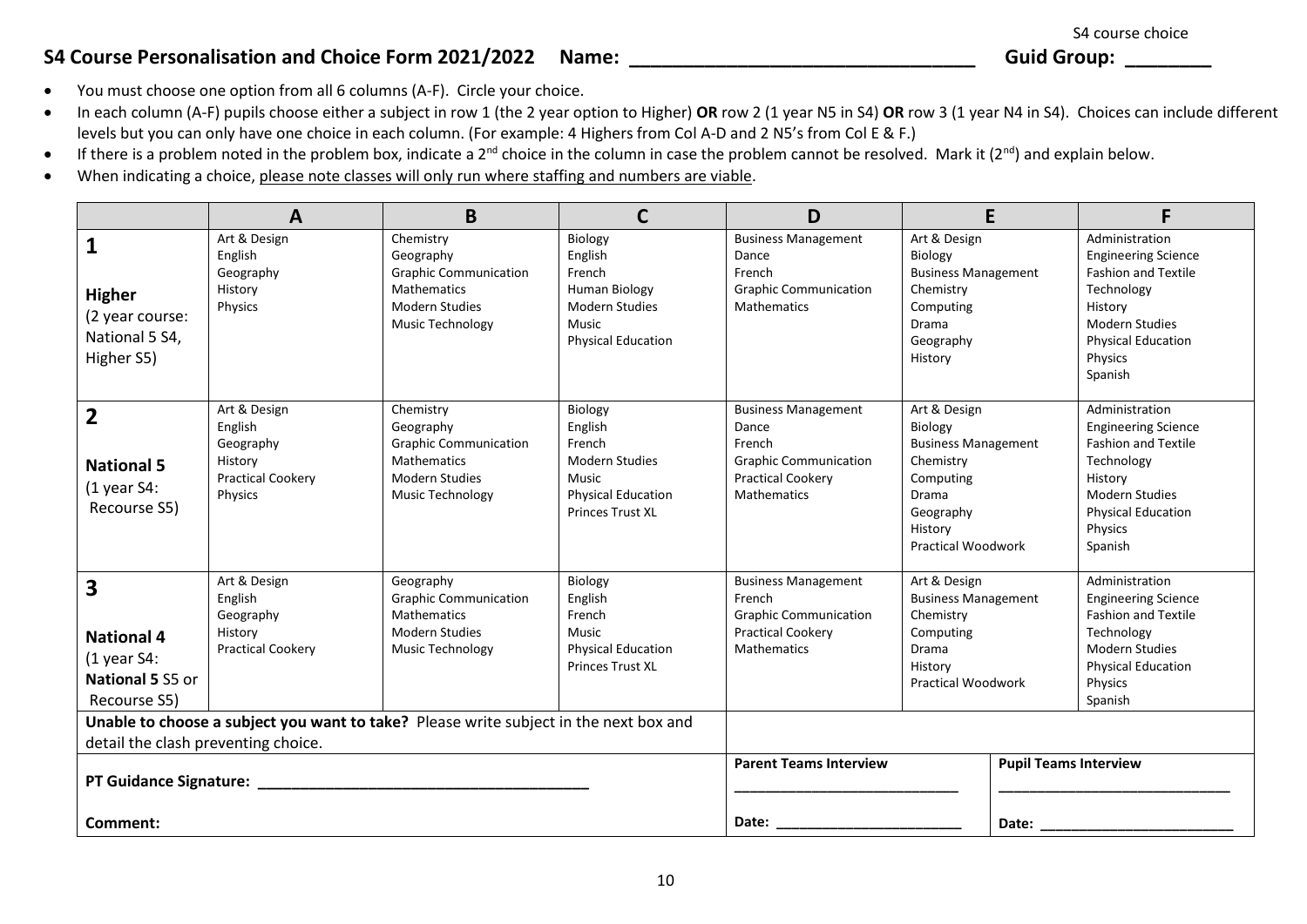S4 course choice

## S4 Course Personalisation and Choice Form 2021/2022 Name: ______________________________ Guid Group: ________

- You must choose one option from all 6 columns (A-F). Circle your choice.
- In each column (A-F) pupils choose either a subject in row 1 (the 2 year option to Higher) **OR** row 2 (1 year N5 in S4) **OR** row 3 (1 year N4 in S4). Choices can include different levels but you can only have one choice in each column. (For example: 4 Highers from Col A-D and 2 N5's from Col E & F.)
- If there is a problem noted in the problem box, indicate a 2nd choice in the column in case the problem cannot be resolved. Mark it (2nd) and explain below.
- When indicating a choice, please note classes will only run where staffing and numbers are viable.

| | A | B | C | D | E | F |
|---|---|---|---|---|---|---|
| **1** **Higher** (2 year course: National 5 S4, Higher S5) | Art & Design<br>English<br>Geography<br>History<br>Physics | Chemistry<br>Geography<br>Graphic Communication<br>Mathematics<br>Modern Studies<br>Music Technology | Biology<br>English<br>French<br>Human Biology<br>Modern Studies<br>Music<br>Physical Education | Business Management<br>Dance<br>French<br>Graphic Communication<br>Mathematics | Art & Design<br>Biology<br>Business Management<br>Chemistry<br>Computing<br>Drama<br>Geography<br>History | Administration<br>Engineering Science<br>Fashion and Textile Technology<br>History<br>Modern Studies<br>Physical Education<br>Physics<br>Spanish |
| **2** **National 5** (1 year S4: Recourse S5) | Art & Design<br>English<br>Geography<br>History<br>Practical Cookery<br>Physics | Chemistry<br>Geography<br>Graphic Communication<br>Mathematics<br>Modern Studies<br>Music Technology | Biology<br>English<br>French<br>Modern Studies<br>Music<br>Physical Education<br>Princes Trust XL | Business Management<br>Dance<br>French<br>Graphic Communication<br>Practical Cookery<br>Mathematics | Art & Design<br>Biology<br>Business Management<br>Chemistry<br>Computing<br>Drama<br>Geography<br>History<br>Practical Woodwork | Administration<br>Engineering Science<br>Fashion and Textile Technology<br>History<br>Modern Studies<br>Physical Education<br>Physics<br>Spanish |
| **3** **National 4** (1 year S4: **National 5** S5 or Recourse S5) | Art & Design<br>English<br>Geography<br>History<br>Practical Cookery | Geography<br>Graphic Communication<br>Mathematics<br>Modern Studies<br>Music Technology | Biology<br>English<br>French<br>Music<br>Physical Education<br>Princes Trust XL | Business Management<br>French<br>Graphic Communication<br>Practical Cookery<br>Mathematics | Art & Design<br>Business Management<br>Chemistry<br>Computing<br>Drama<br>History<br>Practical Woodwork | Administration<br>Engineering Science<br>Fashion and Textile Technology<br>Modern Studies<br>Physical Education<br>Physics<br>Spanish |

**Unable to choose a subject you want to take?** Please write subject in the next box and detail the clash preventing choice.

**PT Guidance Signature:** ______________________________

**Comment:**

**Parent Teams Interview** ______________________ Date: ______________________

**Pupil Teams Interview** ______________________ Date: ______________________